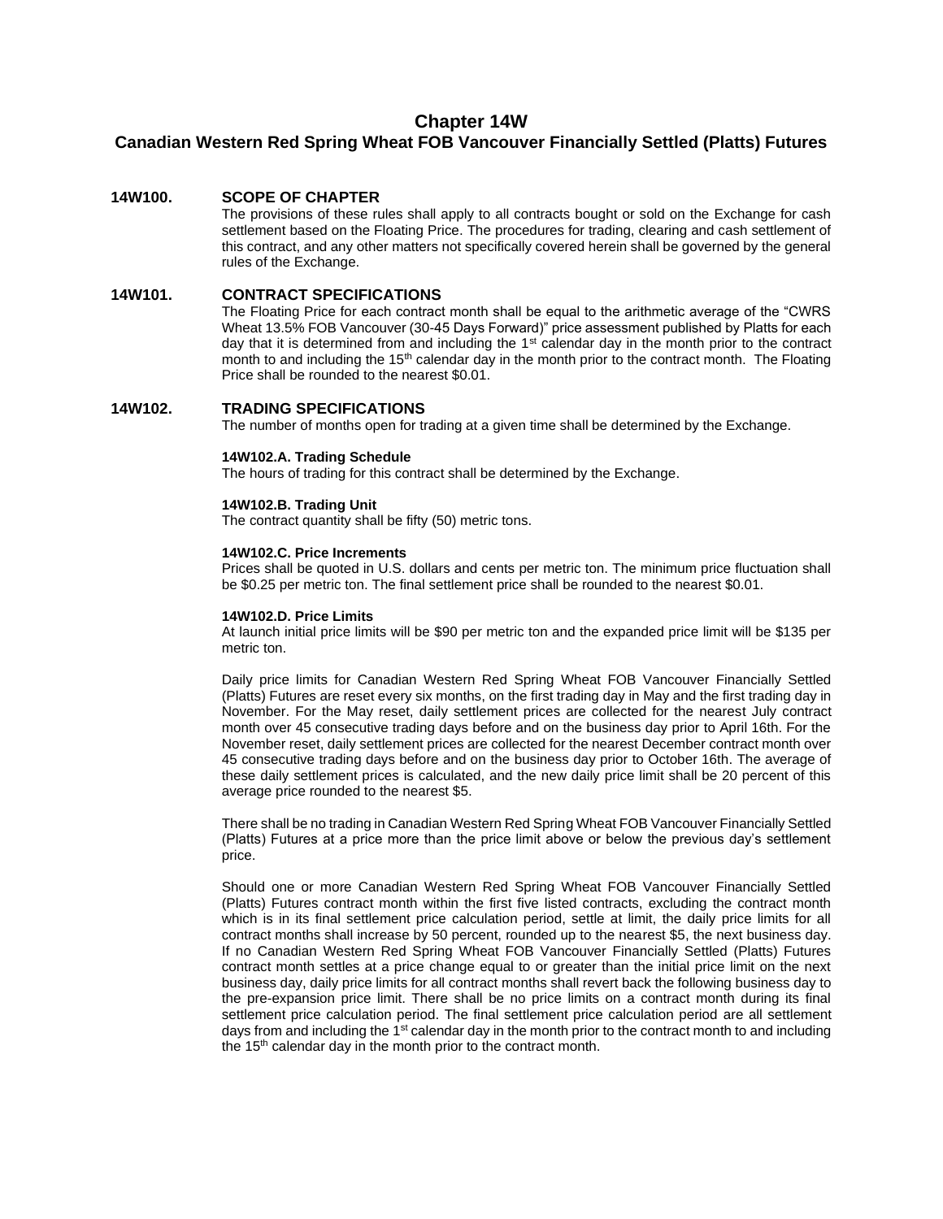# Chapter 14W
## Canadian Western Red Spring Wheat FOB Vancouver Financially Settled (Platts) Futures

### 14W100. SCOPE OF CHAPTER

The provisions of these rules shall apply to all contracts bought or sold on the Exchange for cash settlement based on the Floating Price. The procedures for trading, clearing and cash settlement of this contract, and any other matters not specifically covered herein shall be governed by the general rules of the Exchange.

### 14W101. CONTRACT SPECIFICATIONS

The Floating Price for each contract month shall be equal to the arithmetic average of the "CWRS Wheat 13.5% FOB Vancouver (30-45 Days Forward)" price assessment published by Platts for each day that it is determined from and including the 1st calendar day in the month prior to the contract month to and including the 15th calendar day in the month prior to the contract month. The Floating Price shall be rounded to the nearest $0.01.

### 14W102. TRADING SPECIFICATIONS

The number of months open for trading at a given time shall be determined by the Exchange.

**14W102.A. Trading Schedule**

The hours of trading for this contract shall be determined by the Exchange.

**14W102.B. Trading Unit**

The contract quantity shall be fifty (50) metric tons.

**14W102.C. Price Increments**

Prices shall be quoted in U.S. dollars and cents per metric ton. The minimum price fluctuation shall be $0.25 per metric ton. The final settlement price shall be rounded to the nearest $0.01.

**14W102.D. Price Limits**

At launch initial price limits will be $90 per metric ton and the expanded price limit will be $135 per metric ton.

Daily price limits for Canadian Western Red Spring Wheat FOB Vancouver Financially Settled (Platts) Futures are reset every six months, on the first trading day in May and the first trading day in November. For the May reset, daily settlement prices are collected for the nearest July contract month over 45 consecutive trading days before and on the business day prior to April 16th. For the November reset, daily settlement prices are collected for the nearest December contract month over 45 consecutive trading days before and on the business day prior to October 16th. The average of these daily settlement prices is calculated, and the new daily price limit shall be 20 percent of this average price rounded to the nearest $5.

There shall be no trading in Canadian Western Red Spring Wheat FOB Vancouver Financially Settled (Platts) Futures at a price more than the price limit above or below the previous day's settlement price.

Should one or more Canadian Western Red Spring Wheat FOB Vancouver Financially Settled (Platts) Futures contract month within the first five listed contracts, excluding the contract month which is in its final settlement price calculation period, settle at limit, the daily price limits for all contract months shall increase by 50 percent, rounded up to the nearest $5, the next business day. If no Canadian Western Red Spring Wheat FOB Vancouver Financially Settled (Platts) Futures contract month settles at a price change equal to or greater than the initial price limit on the next business day, daily price limits for all contract months shall revert back the following business day to the pre-expansion price limit. There shall be no price limits on a contract month during its final settlement price calculation period. The final settlement price calculation period are all settlement days from and including the 1st calendar day in the month prior to the contract month to and including the 15th calendar day in the month prior to the contract month.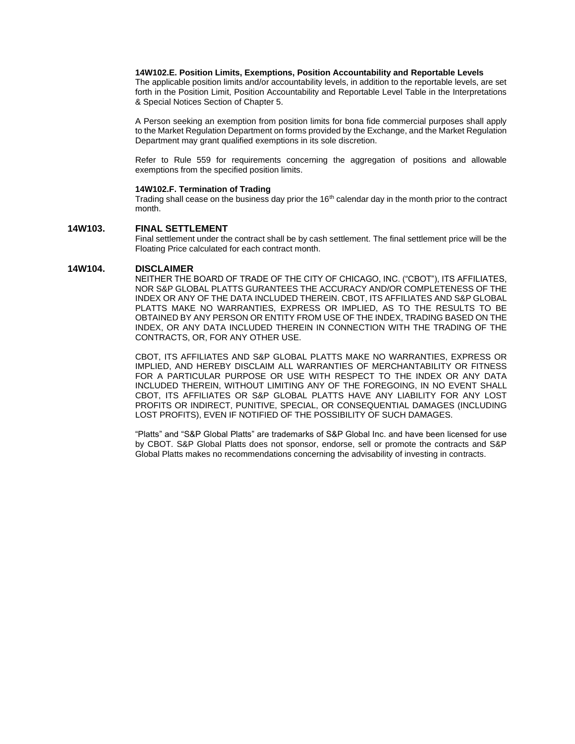#### 14W102.E. Position Limits, Exemptions, Position Accountability and Reportable Levels

The applicable position limits and/or accountability levels, in addition to the reportable levels, are set forth in the Position Limit, Position Accountability and Reportable Level Table in the Interpretations & Special Notices Section of Chapter 5.

A Person seeking an exemption from position limits for bona fide commercial purposes shall apply to the Market Regulation Department on forms provided by the Exchange, and the Market Regulation Department may grant qualified exemptions in its sole discretion.

Refer to Rule 559 for requirements concerning the aggregation of positions and allowable exemptions from the specified position limits.

#### 14W102.F. Termination of Trading

Trading shall cease on the business day prior the 16th calendar day in the month prior to the contract month.

### 14W103. FINAL SETTLEMENT

Final settlement under the contract shall be by cash settlement. The final settlement price will be the Floating Price calculated for each contract month.

### 14W104. DISCLAIMER

NEITHER THE BOARD OF TRADE OF THE CITY OF CHICAGO, INC. ("CBOT"), ITS AFFILIATES, NOR S&P GLOBAL PLATTS GURANTEES THE ACCURACY AND/OR COMPLETENESS OF THE INDEX OR ANY OF THE DATA INCLUDED THEREIN. CBOT, ITS AFFILIATES AND S&P GLOBAL PLATTS MAKE NO WARRANTIES, EXPRESS OR IMPLIED, AS TO THE RESULTS TO BE OBTAINED BY ANY PERSON OR ENTITY FROM USE OF THE INDEX, TRADING BASED ON THE INDEX, OR ANY DATA INCLUDED THEREIN IN CONNECTION WITH THE TRADING OF THE CONTRACTS, OR, FOR ANY OTHER USE.

CBOT, ITS AFFILIATES AND S&P GLOBAL PLATTS MAKE NO WARRANTIES, EXPRESS OR IMPLIED, AND HEREBY DISCLAIM ALL WARRANTIES OF MERCHANTABILITY OR FITNESS FOR A PARTICULAR PURPOSE OR USE WITH RESPECT TO THE INDEX OR ANY DATA INCLUDED THEREIN, WITHOUT LIMITING ANY OF THE FOREGOING, IN NO EVENT SHALL CBOT, ITS AFFILIATES OR S&P GLOBAL PLATTS HAVE ANY LIABILITY FOR ANY LOST PROFITS OR INDIRECT, PUNITIVE, SPECIAL, OR CONSEQUENTIAL DAMAGES (INCLUDING LOST PROFITS), EVEN IF NOTIFIED OF THE POSSIBILITY OF SUCH DAMAGES.

"Platts" and "S&P Global Platts" are trademarks of S&P Global Inc. and have been licensed for use by CBOT. S&P Global Platts does not sponsor, endorse, sell or promote the contracts and S&P Global Platts makes no recommendations concerning the advisability of investing in contracts.